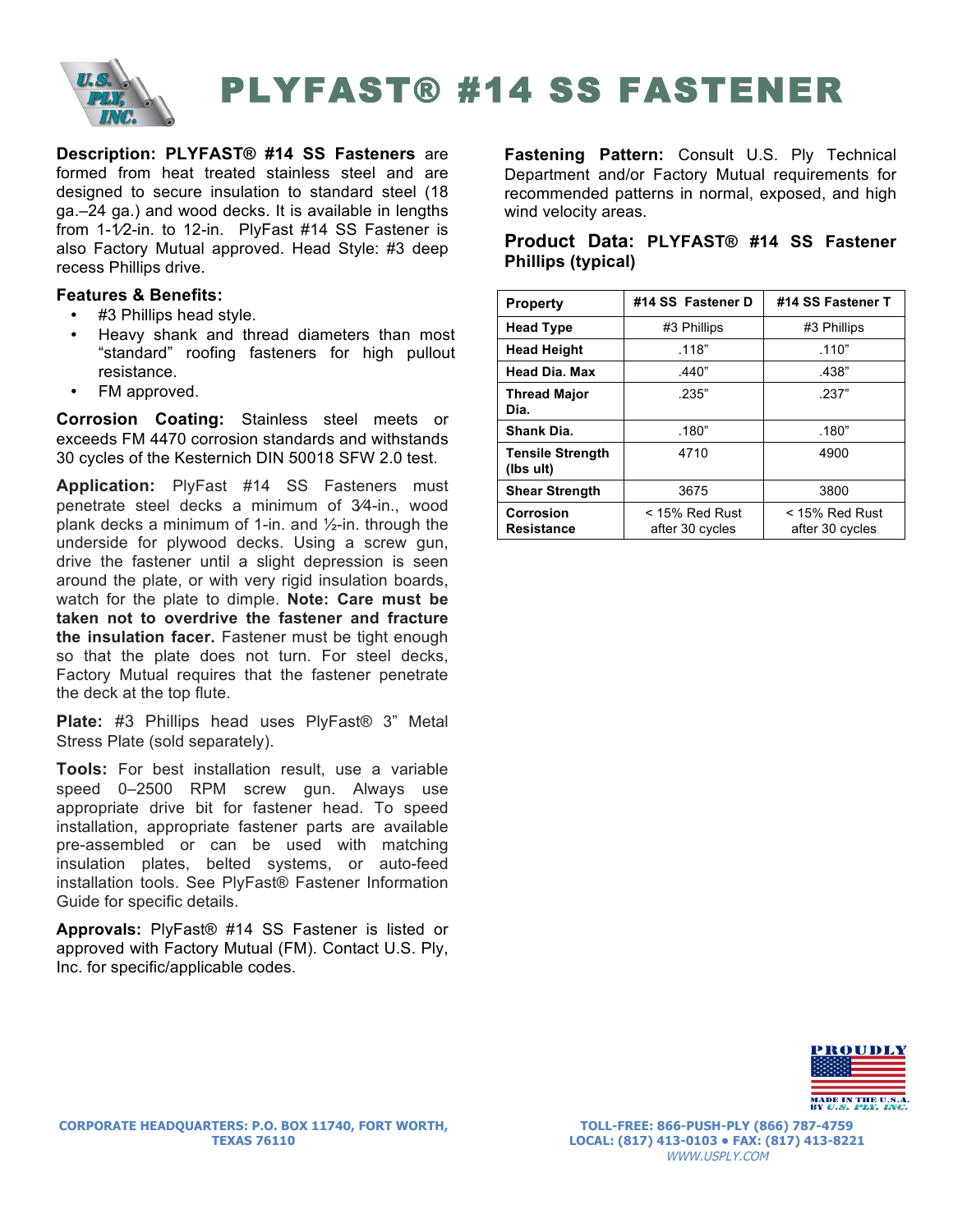# PLYFAST® #14 SS FASTENER

**Description: PLYFAST® #14 SS Fasteners** are formed from heat treated stainless steel and are designed to secure insulation to standard steel (18 ga.–24 ga.) and wood decks. It is available in lengths from 1-1⁄2-in. to 12-in. PlyFast #14 SS Fastener is also Factory Mutual approved. Head Style: #3 deep recess Phillips drive.

**Features & Benefits:**

- #3 Phillips head style.
- Heavy shank and thread diameters than most "standard" roofing fasteners for high pullout resistance.
- FM approved.

**Corrosion Coating:** Stainless steel meets or exceeds FM 4470 corrosion standards and withstands 30 cycles of the Kesternich DIN 50018 SFW 2.0 test.

**Application:** PlyFast #14 SS Fasteners must penetrate steel decks a minimum of 3⁄4-in., wood plank decks a minimum of 1-in. and ½-in. through the underside for plywood decks. Using a screw gun, drive the fastener until a slight depression is seen around the plate, or with very rigid insulation boards, watch for the plate to dimple. **Note: Care must be taken not to overdrive the fastener and fracture the insulation facer.** Fastener must be tight enough so that the plate does not turn. For steel decks, Factory Mutual requires that the fastener penetrate the deck at the top flute.

**Plate:** #3 Phillips head uses PlyFast® 3" Metal Stress Plate (sold separately).

**Tools:** For best installation result, use a variable speed 0–2500 RPM screw gun. Always use appropriate drive bit for fastener head. To speed installation, appropriate fastener parts are available pre-assembled or can be used with matching insulation plates, belted systems, or auto-feed installation tools. See PlyFast® Fastener Information Guide for specific details.

**Approvals:** PlyFast® #14 SS Fastener is listed or approved with Factory Mutual (FM). Contact U.S. Ply, Inc. for specific/applicable codes.

**Fastening Pattern:** Consult U.S. Ply Technical Department and/or Factory Mutual requirements for recommended patterns in normal, exposed, and high wind velocity areas.

## Product Data: PLYFAST® #14 SS Fastener Phillips (typical)

| Property | #14 SS Fastener D | #14 SS Fastener T |
|---|---|---|
| Head Type | #3 Phillips | #3 Phillips |
| Head Height | .118" | .110" |
| Head Dia. Max | .440" | .438" |
| Thread Major Dia. | .235" | .237" |
| Shank Dia. | .180" | .180" |
| Tensile Strength (lbs ult) | 4710 | 4900 |
| Shear Strength | 3675 | 3800 |
| Corrosion Resistance | < 15% Red Rust after 30 cycles | < 15% Red Rust after 30 cycles |

PROUDLY MADE IN THE U.S.A. BY U.S. PLY, INC.

CORPORATE HEADQUARTERS: P.O. BOX 11740, FORT WORTH, TEXAS 76110

TOLL-FREE: 866-PUSH-PLY (866) 787-4759
LOCAL: (817) 413-0103 • FAX: (817) 413-8221
WWW.USPLY.COM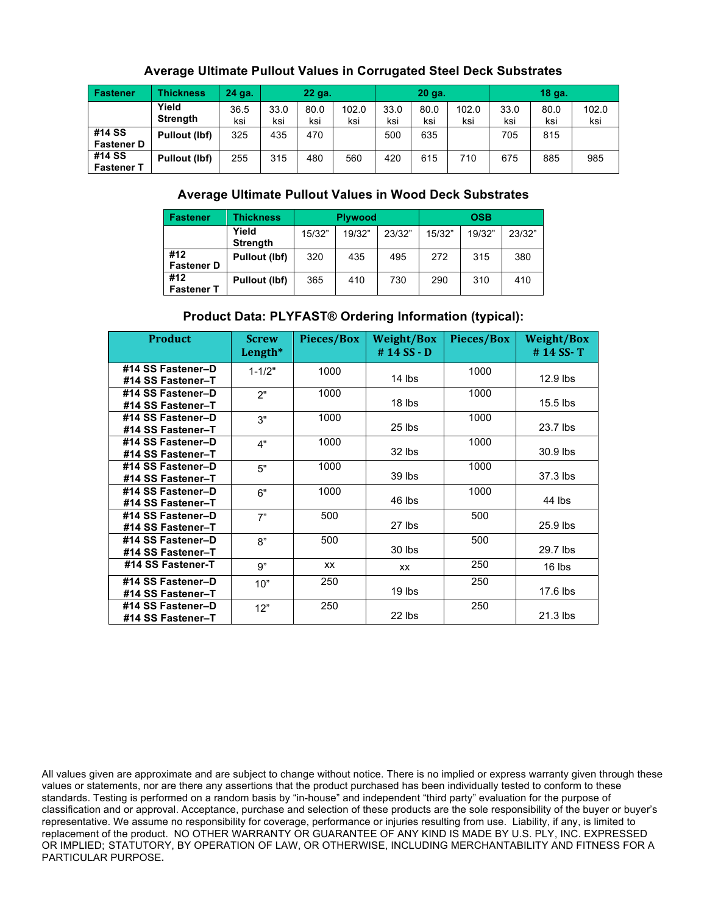## Average Ultimate Pullout Values in Corrugated Steel Deck Substrates

| Fastener | Thickness | 24 ga. | 22 ga. | | | 20 ga. | | | 18 ga. | | |
|---|---|---|---|---|---|---|---|---|---|---|---|
| | Yield Strength | 36.5 ksi | 33.0 ksi | 80.0 ksi | 102.0 ksi | 33.0 ksi | 80.0 ksi | 102.0 ksi | 33.0 ksi | 80.0 ksi | 102.0 ksi |
| **#14 SS Fastener D** | **Pullout (lbf)** | 325 | 435 | 470 | | 500 | 635 | | 705 | 815 | |
| **#14 SS Fastener T** | **Pullout (lbf)** | 255 | 315 | 480 | 560 | 420 | 615 | 710 | 675 | 885 | 985 |

## Average Ultimate Pullout Values in Wood Deck Substrates

| Fastener | Thickness | Plywood | | | OSB | | |
|---|---|---|---|---|---|---|---|
| | Yield Strength | 15/32" | 19/32" | 23/32" | 15/32" | 19/32" | 23/32" |
| **#12 Fastener D** | **Pullout (lbf)** | 320 | 435 | 495 | 272 | 315 | 380 |
| **#12 Fastener T** | **Pullout (lbf)** | 365 | 410 | 730 | 290 | 310 | 410 |

## Product Data: PLYFAST® Ordering Information (typical):

| Product | Screw Length* | Pieces/Box | Weight/Box # 14 SS - D | Pieces/Box | Weight/Box # 14 SS- T |
|---|---|---|---|---|---|
| **#14 SS Fastener–D #14 SS Fastener–T** | 1-1/2" | 1000 | 14 lbs | 1000 | 12.9 lbs |
| **#14 SS Fastener–D #14 SS Fastener–T** | 2" | 1000 | 18 lbs | 1000 | 15.5 lbs |
| **#14 SS Fastener–D #14 SS Fastener–T** | 3" | 1000 | 25 lbs | 1000 | 23.7 lbs |
| **#14 SS Fastener–D #14 SS Fastener–T** | 4" | 1000 | 32 lbs | 1000 | 30.9 lbs |
| **#14 SS Fastener–D #14 SS Fastener–T** | 5" | 1000 | 39 lbs | 1000 | 37.3 lbs |
| **#14 SS Fastener–D #14 SS Fastener–T** | 6" | 1000 | 46 lbs | 1000 | 44 lbs |
| **#14 SS Fastener–D #14 SS Fastener–T** | 7" | 500 | 27 lbs | 500 | 25.9 lbs |
| **#14 SS Fastener–D #14 SS Fastener–T** | 8" | 500 | 30 lbs | 500 | 29.7 lbs |
| **#14 SS Fastener-T** | 9" | xx | xx | 250 | 16 lbs |
| **#14 SS Fastener–D #14 SS Fastener–T** | 10" | 250 | 19 lbs | 250 | 17.6 lbs |
| **#14 SS Fastener–D #14 SS Fastener–T** | 12" | 250 | 22 lbs | 250 | 21.3 lbs |

All values given are approximate and are subject to change without notice. There is no implied or express warranty given through these values or statements, nor are there any assertions that the product purchased has been individually tested to conform to these standards. Testing is performed on a random basis by "in-house" and independent "third party" evaluation for the purpose of classification and or approval. Acceptance, purchase and selection of these products are the sole responsibility of the buyer or buyer's representative. We assume no responsibility for coverage, performance or injuries resulting from use. Liability, if any, is limited to replacement of the product. NO OTHER WARRANTY OR GUARANTEE OF ANY KIND IS MADE BY U.S. PLY, INC. EXPRESSED OR IMPLIED; STATUTORY, BY OPERATION OF LAW, OR OTHERWISE, INCLUDING MERCHANTABILITY AND FITNESS FOR A PARTICULAR PURPOSE**.**